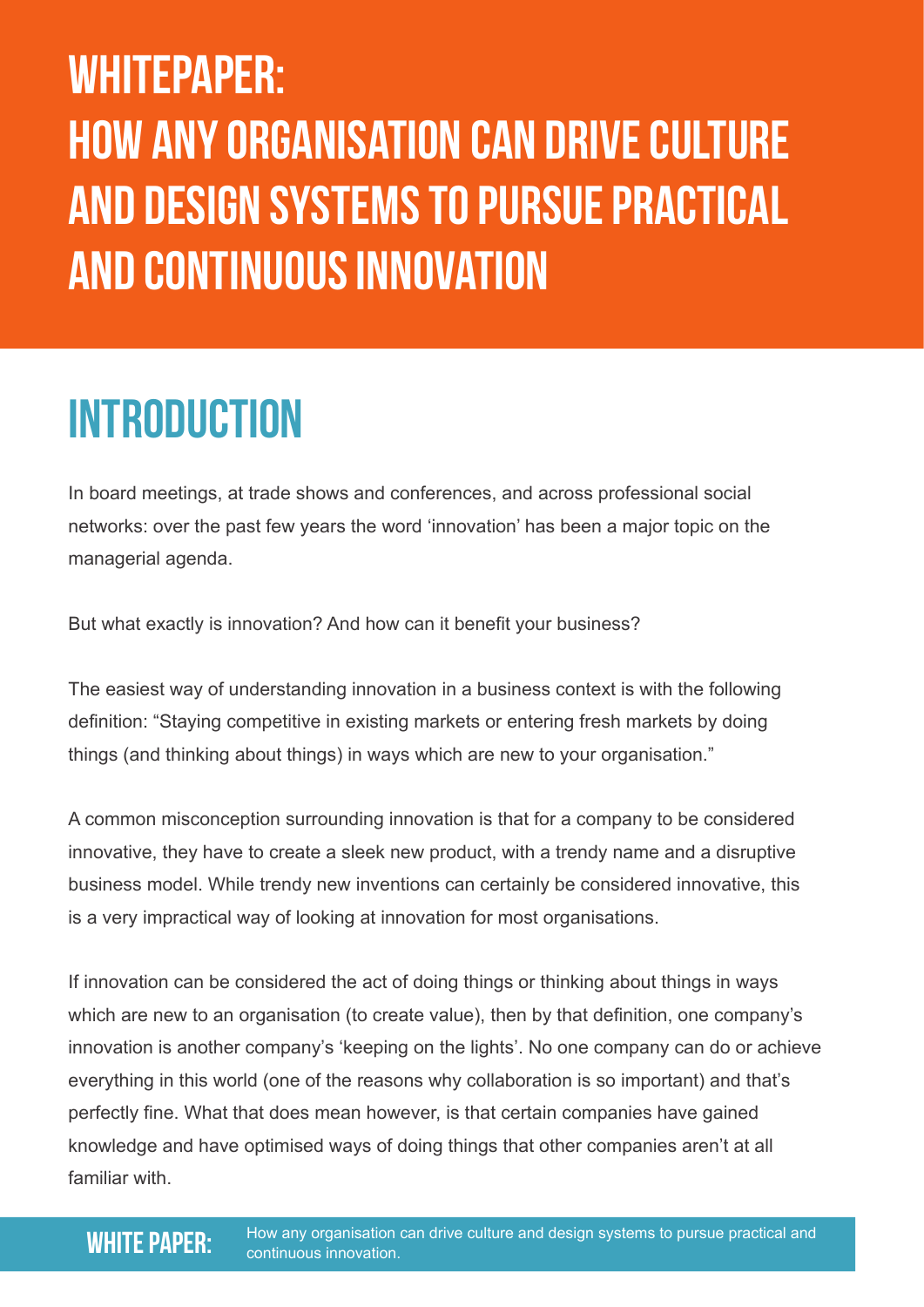# WHITEPAPER: HOW ANY ORGANISATION CAN DRIVE CULTURE AND DESIGN SYSTEMS TO PURSUE PRACTICAL AND CONTINUOUS INNOVATION

## INTRODUCTION

In board meetings, at trade shows and conferences, and across professional social networks: over the past few years the word 'innovation' has been a major topic on the managerial agenda.

But what exactly is innovation? And how can it benefit your business?

The easiest way of understanding innovation in a business context is with the following definition: "Staying competitive in existing markets or entering fresh markets by doing things (and thinking about things) in ways which are new to your organisation."

A common misconception surrounding innovation is that for a company to be considered innovative, they have to create a sleek new product, with a trendy name and a disruptive business model. While trendy new inventions can certainly be considered innovative, this is a very impractical way of looking at innovation for most organisations.

If innovation can be considered the act of doing things or thinking about things in ways which are new to an organisation (to create value), then by that definition, one company's innovation is another company's 'keeping on the lights'. No one company can do or achieve everything in this world (one of the reasons why collaboration is so important) and that's perfectly fine. What that does mean however, is that certain companies have gained knowledge and have optimised ways of doing things that other companies aren't at all familiar with.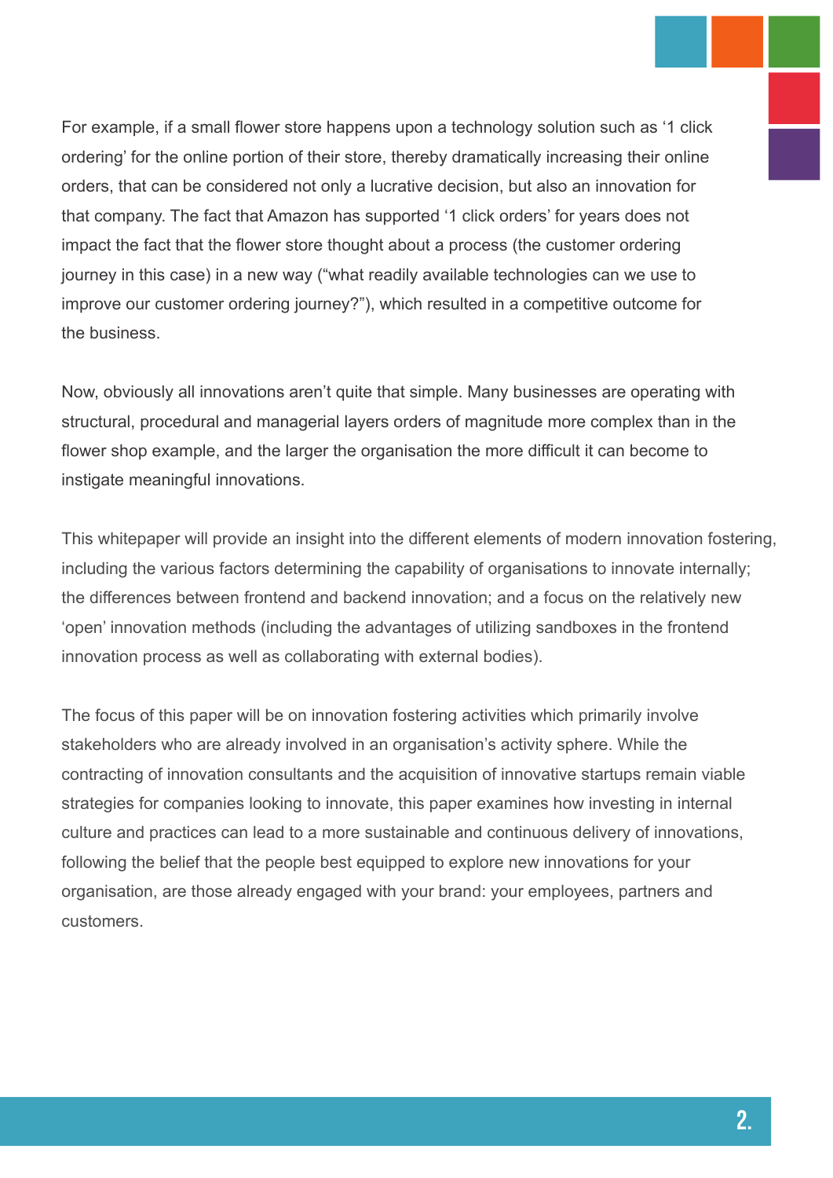For example, if a small flower store happens upon a technology solution such as '1 click ordering' for the online portion of their store, thereby dramatically increasing their online orders, that can be considered not only a lucrative decision, but also an innovation for that company. The fact that Amazon has supported '1 click orders' for years does not impact the fact that the flower store thought about a process (the customer ordering journey in this case) in a new way ("what readily available technologies can we use to improve our customer ordering journey?"), which resulted in a competitive outcome for the business.

Now, obviously all innovations aren't quite that simple. Many businesses are operating with structural, procedural and managerial layers orders of magnitude more complex than in the flower shop example, and the larger the organisation the more difficult it can become to instigate meaningful innovations.

This whitepaper will provide an insight into the different elements of modern innovation fostering, including the various factors determining the capability of organisations to innovate internally; the differences between frontend and backend innovation; and a focus on the relatively new 'open' innovation methods (including the advantages of utilizing sandboxes in the frontend innovation process as well as collaborating with external bodies).

The focus of this paper will be on innovation fostering activities which primarily involve stakeholders who are already involved in an organisation's activity sphere. While the contracting of innovation consultants and the acquisition of innovative startups remain viable strategies for companies looking to innovate, this paper examines how investing in internal culture and practices can lead to a more sustainable and continuous delivery of innovations, following the belief that the people best equipped to explore new innovations for your organisation, are those already engaged with your brand: your employees, partners and customers.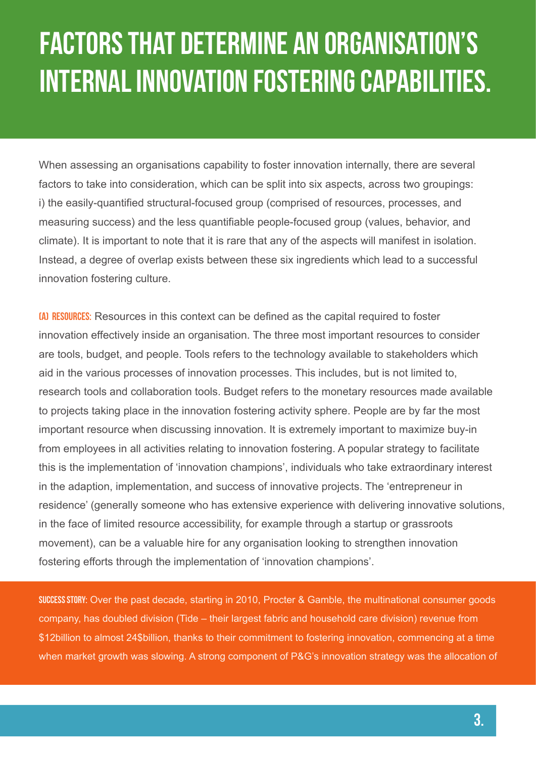# FACTORS THAT DETERMINE AN ORGANISATION'S INTERNAL INNOVATION FOSTERING CAPABILITIES.

When assessing an organisations capability to foster innovation internally, there are several factors to take into consideration, which can be split into six aspects, across two groupings: i) the easily-quantified structural-focused group (comprised of resources, processes, and measuring success) and the less quantifiable people-focused group (values, behavior, and climate). It is important to note that it is rare that any of the aspects will manifest in isolation. Instead, a degree of overlap exists between these six ingredients which lead to a successful innovation fostering culture.

**(A) RESOURCES:** Resources in this context can be defined as the capital required to foster innovation effectively inside an organisation. The three most important resources to consider are tools, budget, and people. Tools refers to the technology available to stakeholders which aid in the various processes of innovation processes. This includes, but is not limited to, research tools and collaboration tools. Budget refers to the monetary resources made available to projects taking place in the innovation fostering activity sphere. People are by far the most important resource when discussing innovation. It is extremely important to maximize buy-in from employees in all activities relating to innovation fostering. A popular strategy to facilitate this is the implementation of 'innovation champions', individuals who take extraordinary interest in the adaption, implementation, and success of innovative projects. The 'entrepreneur in residence' (generally someone who has extensive experience with delivering innovative solutions, in the face of limited resource accessibility, for example through a startup or grassroots movement), can be a valuable hire for any organisation looking to strengthen innovation fostering efforts through the implementation of 'innovation champions'.

**SUCCESS STORY:** Over the past decade, starting in 2010, Procter & Gamble, the multinational consumer goods company, has doubled division (Tide – their largest fabric and household care division) revenue from $12billion to almost 24$billion, thanks to their commitment to fostering innovation, commencing at a time when market growth was slowing. A strong component of P&G's innovation strategy was the allocation of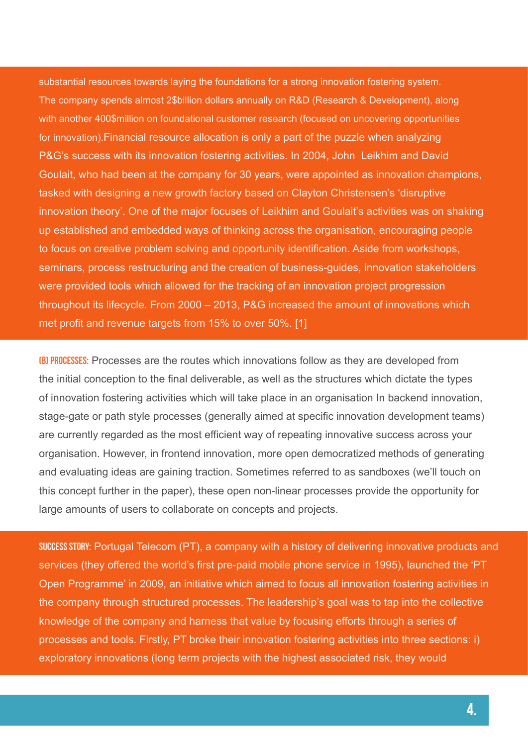substantial resources towards laying the foundations for a strong innovation fostering system. The company spends almost 2$billion dollars annually on R&D (Research & Development), along with another 400$million on foundational customer research (focused on uncovering opportunities for innovation).Financial resource allocation is only a part of the puzzle when analyzing P&G's success with its innovation fostering activities. In 2004, John  Leikhim and David Goulait, who had been at the company for 30 years, were appointed as innovation champions, tasked with designing a new growth factory based on Clayton Christensen's 'disruptive innovation theory'. One of the major focuses of Leikhim and Goulait's activities was on shaking up established and embedded ways of thinking across the organisation, encouraging people to focus on creative problem solving and opportunity identification. Aside from workshops, seminars, process restructuring and the creation of business-guides, innovation stakeholders were provided tools which allowed for the tracking of an innovation project progression throughout its lifecycle. From 2000 – 2013, P&G increased the amount of innovations which met profit and revenue targets from 15% to over 50%. [1]

**(B) PROCESSES:** Processes are the routes which innovations follow as they are developed from the initial conception to the final deliverable, as well as the structures which dictate the types of innovation fostering activities which will take place in an organisation In backend innovation, stage-gate or path style processes (generally aimed at specific innovation development teams) are currently regarded as the most efficient way of repeating innovative success across your organisation. However, in frontend innovation, more open democratized methods of generating and evaluating ideas are gaining traction. Sometimes referred to as sandboxes (we'll touch on this concept further in the paper), these open non-linear processes provide the opportunity for large amounts of users to collaborate on concepts and projects.

**SUCCESS STORY:** Portugal Telecom (PT), a company with a history of delivering innovative products and services (they offered the world's first pre-paid mobile phone service in 1995), launched the 'PT Open Programme' in 2009, an initiative which aimed to focus all innovation fostering activities in the company through structured processes. The leadership's goal was to tap into the collective knowledge of the company and harness that value by focusing efforts through a series of processes and tools. Firstly, PT broke their innovation fostering activities into three sections: i) exploratory innovations (long term projects with the highest associated risk, they would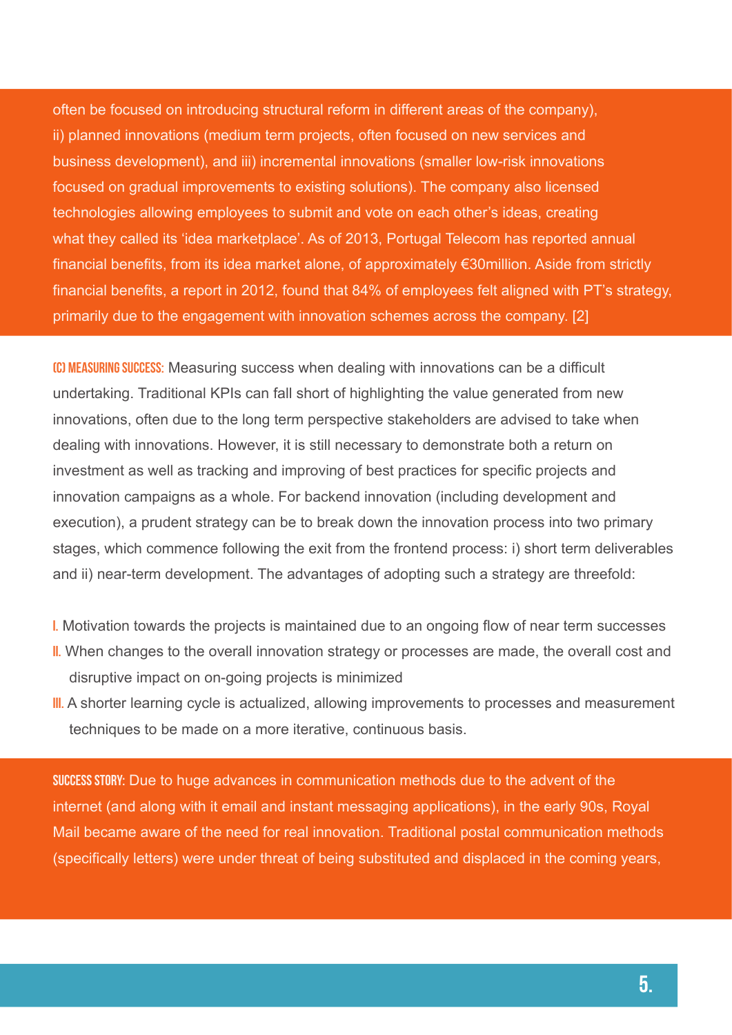often be focused on introducing structural reform in different areas of the company), ii) planned innovations (medium term projects, often focused on new services and business development), and iii) incremental innovations (smaller low-risk innovations focused on gradual improvements to existing solutions). The company also licensed technologies allowing employees to submit and vote on each other's ideas, creating what they called its 'idea marketplace'. As of 2013, Portugal Telecom has reported annual financial benefits, from its idea market alone, of approximately €30million. Aside from strictly financial benefits, a report in 2012, found that 84% of employees felt aligned with PT's strategy, primarily due to the engagement with innovation schemes across the company. [2]

**(C) MEASURING SUCCESS:** Measuring success when dealing with innovations can be a difficult undertaking. Traditional KPIs can fall short of highlighting the value generated from new innovations, often due to the long term perspective stakeholders are advised to take when dealing with innovations. However, it is still necessary to demonstrate both a return on investment as well as tracking and improving of best practices for specific projects and innovation campaigns as a whole. For backend innovation (including development and execution), a prudent strategy can be to break down the innovation process into two primary stages, which commence following the exit from the frontend process: i) short term deliverables and ii) near-term development. The advantages of adopting such a strategy are threefold:

I. Motivation towards the projects is maintained due to an ongoing flow of near term successes
II. When changes to the overall innovation strategy or processes are made, the overall cost and disruptive impact on on-going projects is minimized
III. A shorter learning cycle is actualized, allowing improvements to processes and measurement techniques to be made on a more iterative, continuous basis.

**SUCCESS STORY:** Due to huge advances in communication methods due to the advent of the internet (and along with it email and instant messaging applications), in the early 90s, Royal Mail became aware of the need for real innovation. Traditional postal communication methods (specifically letters) were under threat of being substituted and displaced in the coming years,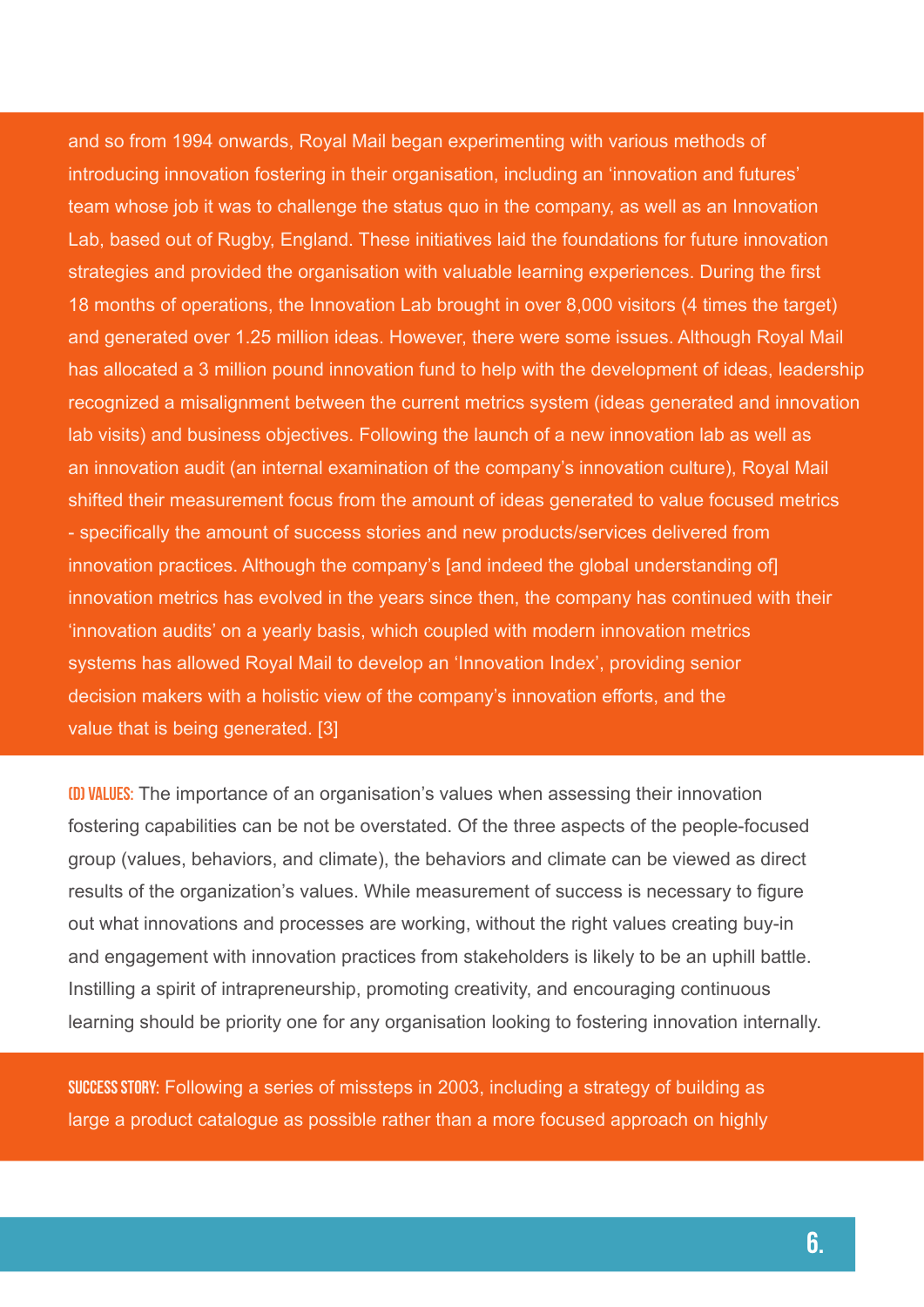and so from 1994 onwards, Royal Mail began experimenting with various methods of introducing innovation fostering in their organisation, including an 'innovation and futures' team whose job it was to challenge the status quo in the company, as well as an Innovation Lab, based out of Rugby, England. These initiatives laid the foundations for future innovation strategies and provided the organisation with valuable learning experiences. During the first 18 months of operations, the Innovation Lab brought in over 8,000 visitors (4 times the target) and generated over 1.25 million ideas. However, there were some issues. Although Royal Mail has allocated a 3 million pound innovation fund to help with the development of ideas, leadership recognized a misalignment between the current metrics system (ideas generated and innovation lab visits) and business objectives. Following the launch of a new innovation lab as well as an innovation audit (an internal examination of the company's innovation culture), Royal Mail shifted their measurement focus from the amount of ideas generated to value focused metrics - specifically the amount of success stories and new products/services delivered from innovation practices. Although the company's [and indeed the global understanding of] innovation metrics has evolved in the years since then, the company has continued with their 'innovation audits' on a yearly basis, which coupled with modern innovation metrics systems has allowed Royal Mail to develop an 'Innovation Index', providing senior decision makers with a holistic view of the company's innovation efforts, and the value that is being generated. [3]

**(D) VALUES:** The importance of an organisation's values when assessing their innovation fostering capabilities can be not be overstated. Of the three aspects of the people-focused group (values, behaviors, and climate), the behaviors and climate can be viewed as direct results of the organization's values. While measurement of success is necessary to figure out what innovations and processes are working, without the right values creating buy-in and engagement with innovation practices from stakeholders is likely to be an uphill battle. Instilling a spirit of intrapreneurship, promoting creativity, and encouraging continuous learning should be priority one for any organisation looking to fostering innovation internally.

**SUCCESS STORY:** Following a series of missteps in 2003, including a strategy of building as large a product catalogue as possible rather than a more focused approach on highly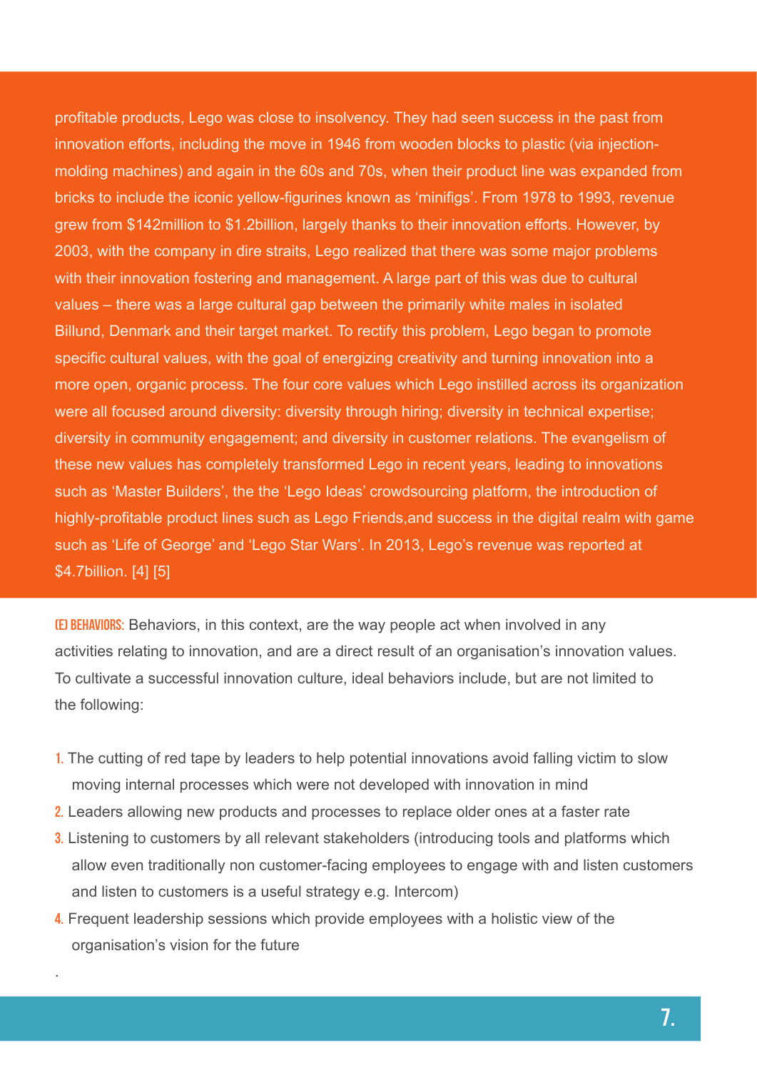profitable products, Lego was close to insolvency. They had seen success in the past from innovation efforts, including the move in 1946 from wooden blocks to plastic (via injection-molding machines) and again in the 60s and 70s, when their product line was expanded from bricks to include the iconic yellow-figurines known as 'minifigs'. From 1978 to 1993, revenue grew from $142million to $1.2billion, largely thanks to their innovation efforts. However, by 2003, with the company in dire straits, Lego realized that there was some major problems with their innovation fostering and management. A large part of this was due to cultural values – there was a large cultural gap between the primarily white males in isolated Billund, Denmark and their target market. To rectify this problem, Lego began to promote specific cultural values, with the goal of energizing creativity and turning innovation into a more open, organic process. The four core values which Lego instilled across its organization were all focused around diversity: diversity through hiring; diversity in technical expertise; diversity in community engagement; and diversity in customer relations. The evangelism of these new values has completely transformed Lego in recent years, leading to innovations such as 'Master Builders', the the 'Lego Ideas' crowdsourcing platform, the introduction of highly-profitable product lines such as Lego Friends,and success in the digital realm with game such as 'Life of George' and 'Lego Star Wars'. In 2013, Lego's revenue was reported at $4.7billion. [4] [5]

**(E) BEHAVIORS:** Behaviors, in this context, are the way people act when involved in any activities relating to innovation, and are a direct result of an organisation's innovation values. To cultivate a successful innovation culture, ideal behaviors include, but are not limited to the following:

1. The cutting of red tape by leaders to help potential innovations avoid falling victim to slow moving internal processes which were not developed with innovation in mind
2. Leaders allowing new products and processes to replace older ones at a faster rate
3. Listening to customers by all relevant stakeholders (introducing tools and platforms which allow even traditionally non customer-facing employees to engage with and listen customers and listen to customers is a useful strategy e.g. Intercom)
4. Frequent leadership sessions which provide employees with a holistic view of the organisation's vision for the future

.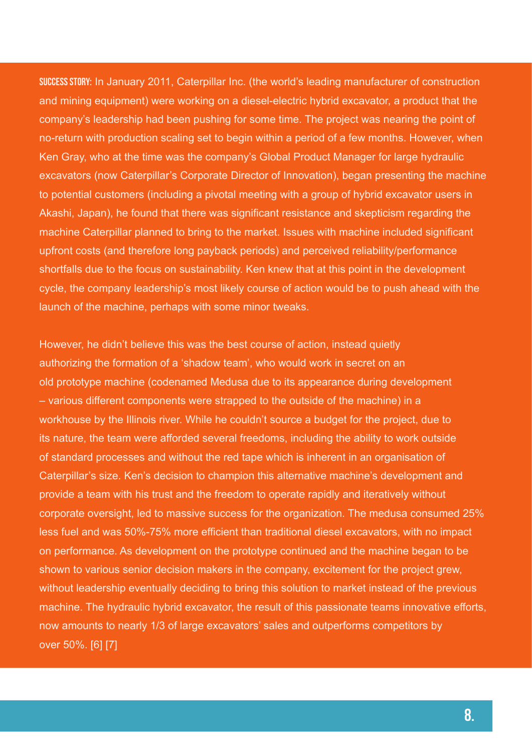**SUCCESS STORY:** In January 2011, Caterpillar Inc. (the world's leading manufacturer of construction and mining equipment) were working on a diesel-electric hybrid excavator, a product that the company's leadership had been pushing for some time. The project was nearing the point of no-return with production scaling set to begin within a period of a few months. However, when Ken Gray, who at the time was the company's Global Product Manager for large hydraulic excavators (now Caterpillar's Corporate Director of Innovation), began presenting the machine to potential customers (including a pivotal meeting with a group of hybrid excavator users in Akashi, Japan), he found that there was significant resistance and skepticism regarding the machine Caterpillar planned to bring to the market. Issues with machine included significant upfront costs (and therefore long payback periods) and perceived reliability/performance shortfalls due to the focus on sustainability. Ken knew that at this point in the development cycle, the company leadership's most likely course of action would be to push ahead with the launch of the machine, perhaps with some minor tweaks.

However, he didn't believe this was the best course of action, instead quietly authorizing the formation of a 'shadow team', who would work in secret on an old prototype machine (codenamed Medusa due to its appearance during development – various different components were strapped to the outside of the machine) in a workhouse by the Illinois river. While he couldn't source a budget for the project, due to its nature, the team were afforded several freedoms, including the ability to work outside of standard processes and without the red tape which is inherent in an organisation of Caterpillar's size. Ken's decision to champion this alternative machine's development and provide a team with his trust and the freedom to operate rapidly and iteratively without corporate oversight, led to massive success for the organization. The medusa consumed 25% less fuel and was 50%-75% more efficient than traditional diesel excavators, with no impact on performance. As development on the prototype continued and the machine began to be shown to various senior decision makers in the company, excitement for the project grew, without leadership eventually deciding to bring this solution to market instead of the previous machine. The hydraulic hybrid excavator, the result of this passionate teams innovative efforts, now amounts to nearly 1/3 of large excavators' sales and outperforms competitors by over 50%. [6] [7]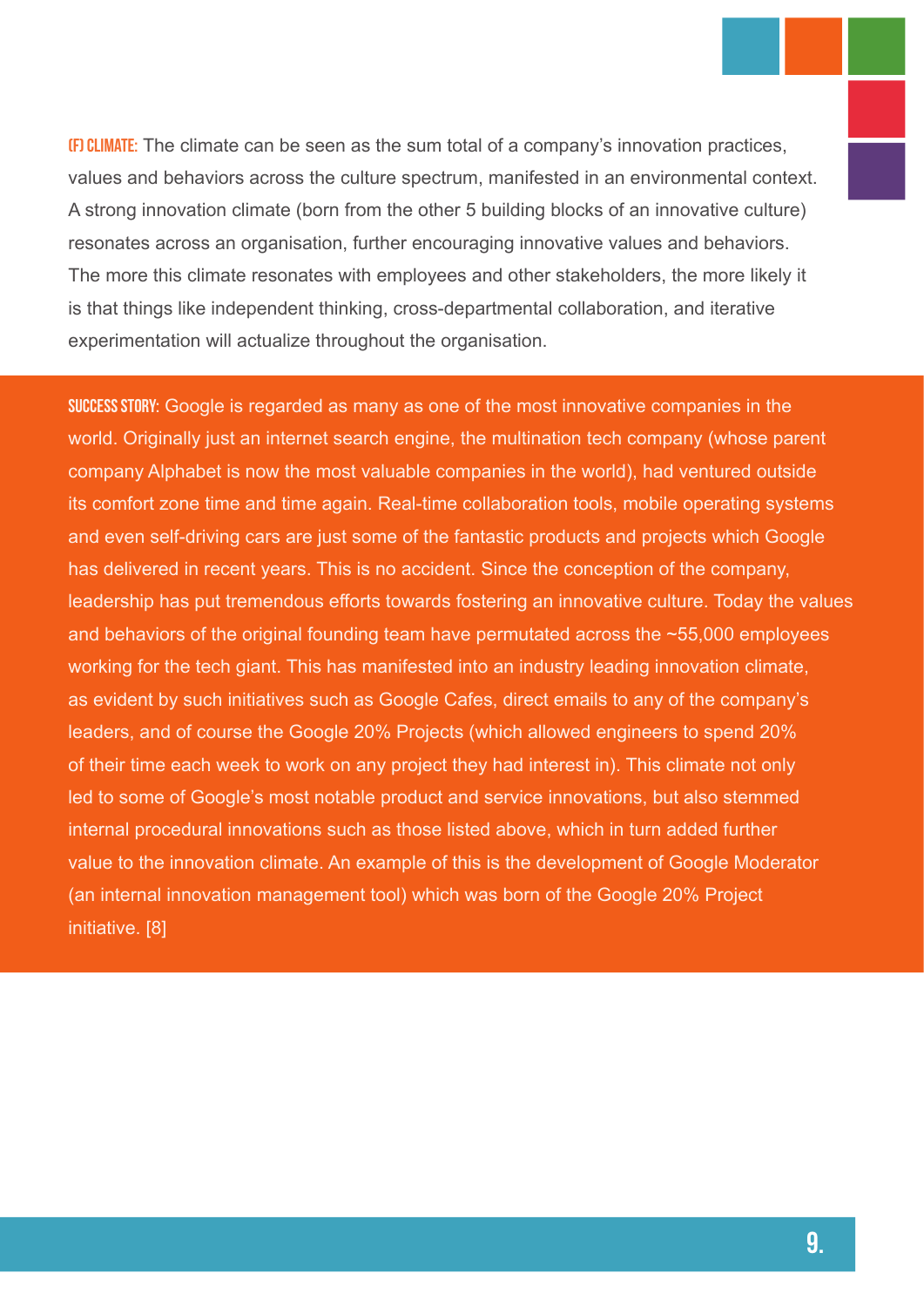**(F) CLIMATE:** The climate can be seen as the sum total of a company's innovation practices, values and behaviors across the culture spectrum, manifested in an environmental context. A strong innovation climate (born from the other 5 building blocks of an innovative culture) resonates across an organisation, further encouraging innovative values and behaviors. The more this climate resonates with employees and other stakeholders, the more likely it is that things like independent thinking, cross-departmental collaboration, and iterative experimentation will actualize throughout the organisation.

**SUCCESS STORY:** Google is regarded as many as one of the most innovative companies in the world. Originally just an internet search engine, the multination tech company (whose parent company Alphabet is now the most valuable companies in the world), had ventured outside its comfort zone time and time again. Real-time collaboration tools, mobile operating systems and even self-driving cars are just some of the fantastic products and projects which Google has delivered in recent years. This is no accident. Since the conception of the company, leadership has put tremendous efforts towards fostering an innovative culture. Today the values and behaviors of the original founding team have permutated across the ~55,000 employees working for the tech giant. This has manifested into an industry leading innovation climate, as evident by such initiatives such as Google Cafes, direct emails to any of the company's leaders, and of course the Google 20% Projects (which allowed engineers to spend 20% of their time each week to work on any project they had interest in). This climate not only led to some of Google's most notable product and service innovations, but also stemmed internal procedural innovations such as those listed above, which in turn added further value to the innovation climate. An example of this is the development of Google Moderator (an internal innovation management tool) which was born of the Google 20% Project initiative. [8]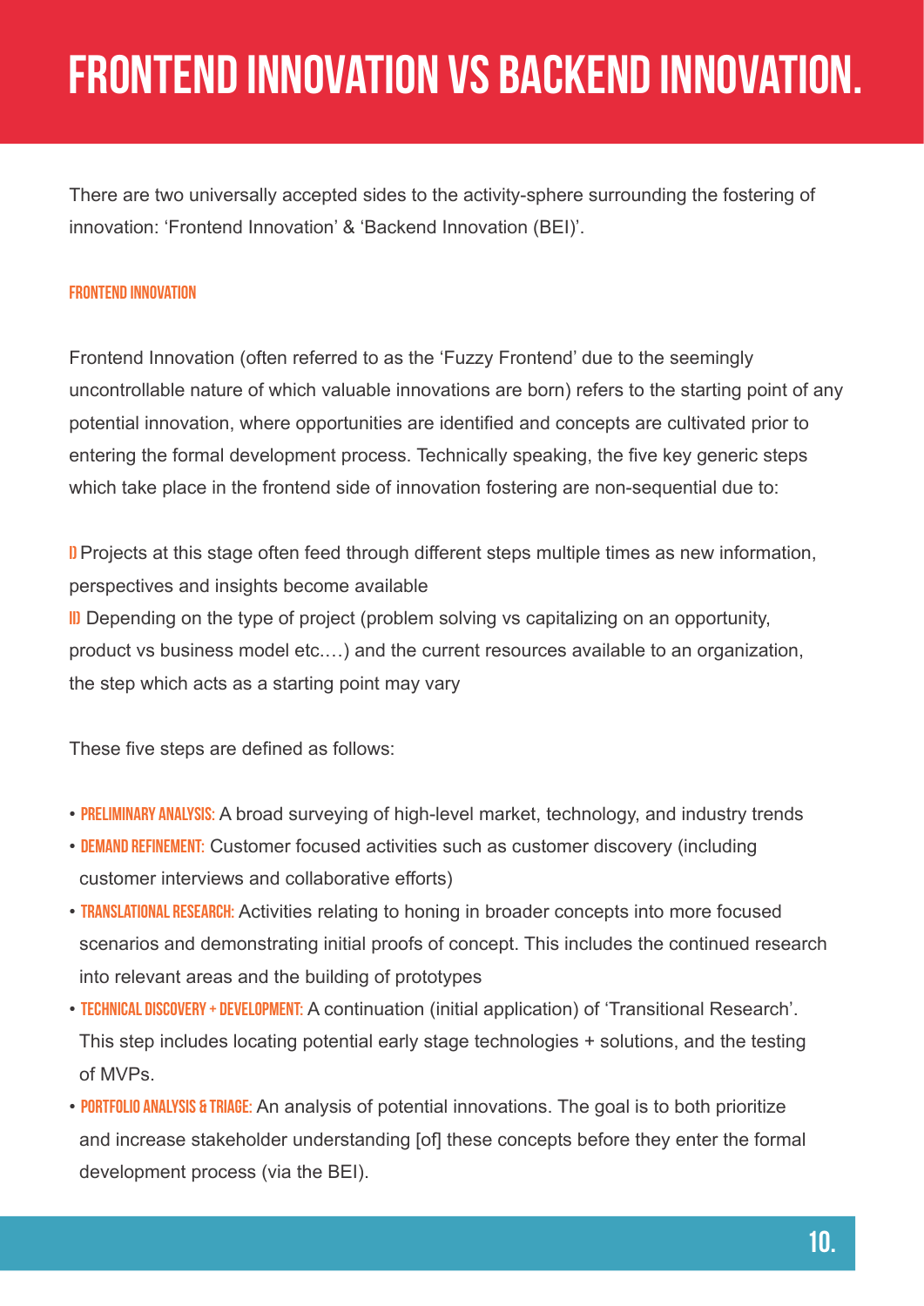# FRONTEND INNOVATION VS BACKEND INNOVATION.

There are two universally accepted sides to the activity-sphere surrounding the fostering of innovation: 'Frontend Innovation' & 'Backend Innovation (BEI)'.

### FRONTEND INNOVATION

Frontend Innovation (often referred to as the 'Fuzzy Frontend' due to the seemingly uncontrollable nature of which valuable innovations are born) refers to the starting point of any potential innovation, where opportunities are identified and concepts are cultivated prior to entering the formal development process. Technically speaking, the five key generic steps which take place in the frontend side of innovation fostering are non-sequential due to:

**I)** Projects at this stage often feed through different steps multiple times as new information, perspectives and insights become available
**II)** Depending on the type of project (problem solving vs capitalizing on an opportunity, product vs business model etc.…) and the current resources available to an organization, the step which acts as a starting point may vary

These five steps are defined as follows:

- **PRELIMINARY ANALYSIS:** A broad surveying of high-level market, technology, and industry trends
- **DEMAND REFINEMENT:** Customer focused activities such as customer discovery (including customer interviews and collaborative efforts)
- **TRANSLATIONAL RESEARCH:** Activities relating to honing in broader concepts into more focused scenarios and demonstrating initial proofs of concept. This includes the continued research into relevant areas and the building of prototypes
- **TECHNICAL DISCOVERY + DEVELOPMENT:** A continuation (initial application) of 'Transitional Research'. This step includes locating potential early stage technologies + solutions, and the testing of MVPs.
- **PORTFOLIO ANALYSIS & TRIAGE:** An analysis of potential innovations. The goal is to both prioritize and increase stakeholder understanding [of] these concepts before they enter the formal development process (via the BEI).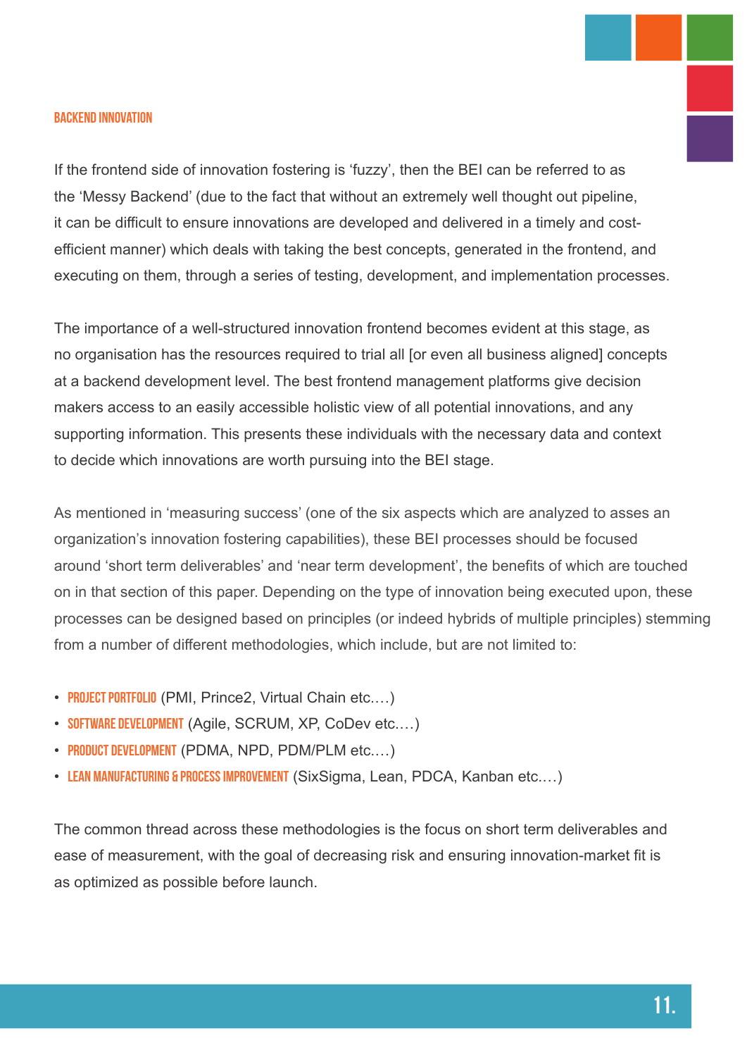## BACKEND INNOVATION

If the frontend side of innovation fostering is 'fuzzy', then the BEI can be referred to as the 'Messy Backend' (due to the fact that without an extremely well thought out pipeline, it can be difficult to ensure innovations are developed and delivered in a timely and cost-efficient manner) which deals with taking the best concepts, generated in the frontend, and executing on them, through a series of testing, development, and implementation processes.

The importance of a well-structured innovation frontend becomes evident at this stage, as no organisation has the resources required to trial all [or even all business aligned] concepts at a backend development level. The best frontend management platforms give decision makers access to an easily accessible holistic view of all potential innovations, and any supporting information. This presents these individuals with the necessary data and context to decide which innovations are worth pursuing into the BEI stage.

As mentioned in 'measuring success' (one of the six aspects which are analyzed to asses an organization's innovation fostering capabilities), these BEI processes should be focused around 'short term deliverables' and 'near term development', the benefits of which are touched on in that section of this paper. Depending on the type of innovation being executed upon, these processes can be designed based on principles (or indeed hybrids of multiple principles) stemming from a number of different methodologies, which include, but are not limited to:

- **PROJECT PORTFOLIO** (PMI, Prince2, Virtual Chain etc.…)
- **SOFTWARE DEVELOPMENT** (Agile, SCRUM, XP, CoDev etc.…)
- **PRODUCT DEVELOPMENT** (PDMA, NPD, PDM/PLM etc.…)
- **LEAN MANUFACTURING & PROCESS IMPROVEMENT** (SixSigma, Lean, PDCA, Kanban etc.…)

The common thread across these methodologies is the focus on short term deliverables and ease of measurement, with the goal of decreasing risk and ensuring innovation-market fit is as optimized as possible before launch.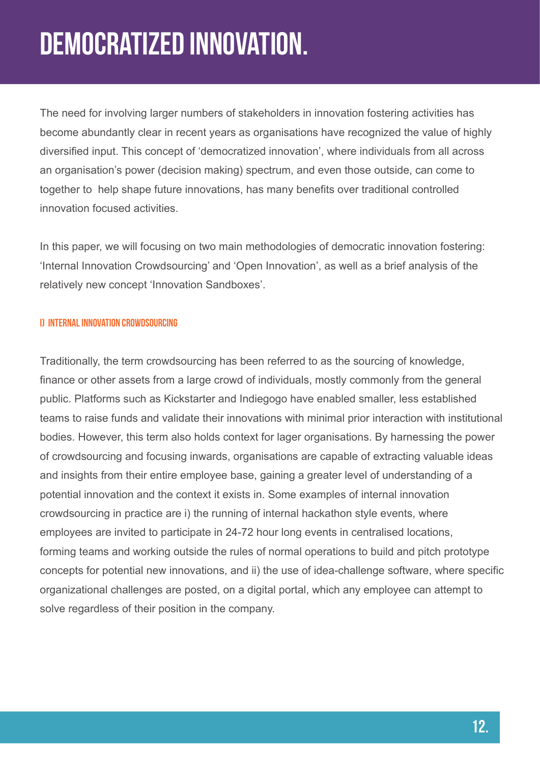# DEMOCRATIZED INNOVATION.

The need for involving larger numbers of stakeholders in innovation fostering activities has become abundantly clear in recent years as organisations have recognized the value of highly diversified input. This concept of 'democratized innovation', where individuals from all across an organisation's power (decision making) spectrum, and even those outside, can come to together to help shape future innovations, has many benefits over traditional controlled innovation focused activities.

In this paper, we will focusing on two main methodologies of democratic innovation fostering: 'Internal Innovation Crowdsourcing' and 'Open Innovation', as well as a brief analysis of the relatively new concept 'Innovation Sandboxes'.

### I) INTERNAL INNOVATION CROWDSOURCING

Traditionally, the term crowdsourcing has been referred to as the sourcing of knowledge, finance or other assets from a large crowd of individuals, mostly commonly from the general public. Platforms such as Kickstarter and Indiegogo have enabled smaller, less established teams to raise funds and validate their innovations with minimal prior interaction with institutional bodies. However, this term also holds context for lager organisations. By harnessing the power of crowdsourcing and focusing inwards, organisations are capable of extracting valuable ideas and insights from their entire employee base, gaining a greater level of understanding of a potential innovation and the context it exists in. Some examples of internal innovation crowdsourcing in practice are i) the running of internal hackathon style events, where employees are invited to participate in 24-72 hour long events in centralised locations, forming teams and working outside the rules of normal operations to build and pitch prototype concepts for potential new innovations, and ii) the use of idea-challenge software, where specific organizational challenges are posted, on a digital portal, which any employee can attempt to solve regardless of their position in the company.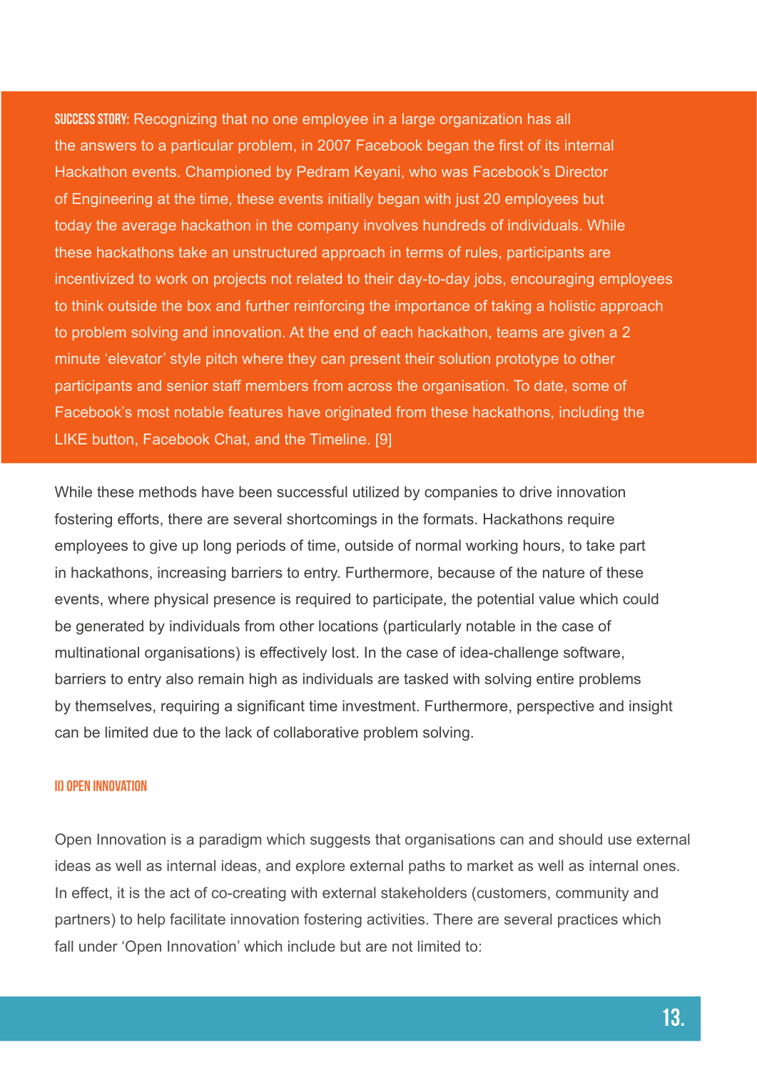**SUCCESS STORY:** Recognizing that no one employee in a large organization has all the answers to a particular problem, in 2007 Facebook began the first of its internal Hackathon events. Championed by Pedram Keyani, who was Facebook's Director of Engineering at the time, these events initially began with just 20 employees but today the average hackathon in the company involves hundreds of individuals. While these hackathons take an unstructured approach in terms of rules, participants are incentivized to work on projects not related to their day-to-day jobs, encouraging employees to think outside the box and further reinforcing the importance of taking a holistic approach to problem solving and innovation. At the end of each hackathon, teams are given a 2 minute 'elevator' style pitch where they can present their solution prototype to other participants and senior staff members from across the organisation. To date, some of Facebook's most notable features have originated from these hackathons, including the LIKE button, Facebook Chat, and the Timeline. [9]

While these methods have been successful utilized by companies to drive innovation fostering efforts, there are several shortcomings in the formats. Hackathons require employees to give up long periods of time, outside of normal working hours, to take part in hackathons, increasing barriers to entry. Furthermore, because of the nature of these events, where physical presence is required to participate, the potential value which could be generated by individuals from other locations (particularly notable in the case of multinational organisations) is effectively lost. In the case of idea-challenge software, barriers to entry also remain high as individuals are tasked with solving entire problems by themselves, requiring a significant time investment. Furthermore, perspective and insight can be limited due to the lack of collaborative problem solving.

### II) OPEN INNOVATION

Open Innovation is a paradigm which suggests that organisations can and should use external ideas as well as internal ideas, and explore external paths to market as well as internal ones. In effect, it is the act of co-creating with external stakeholders (customers, community and partners) to help facilitate innovation fostering activities. There are several practices which fall under 'Open Innovation' which include but are not limited to: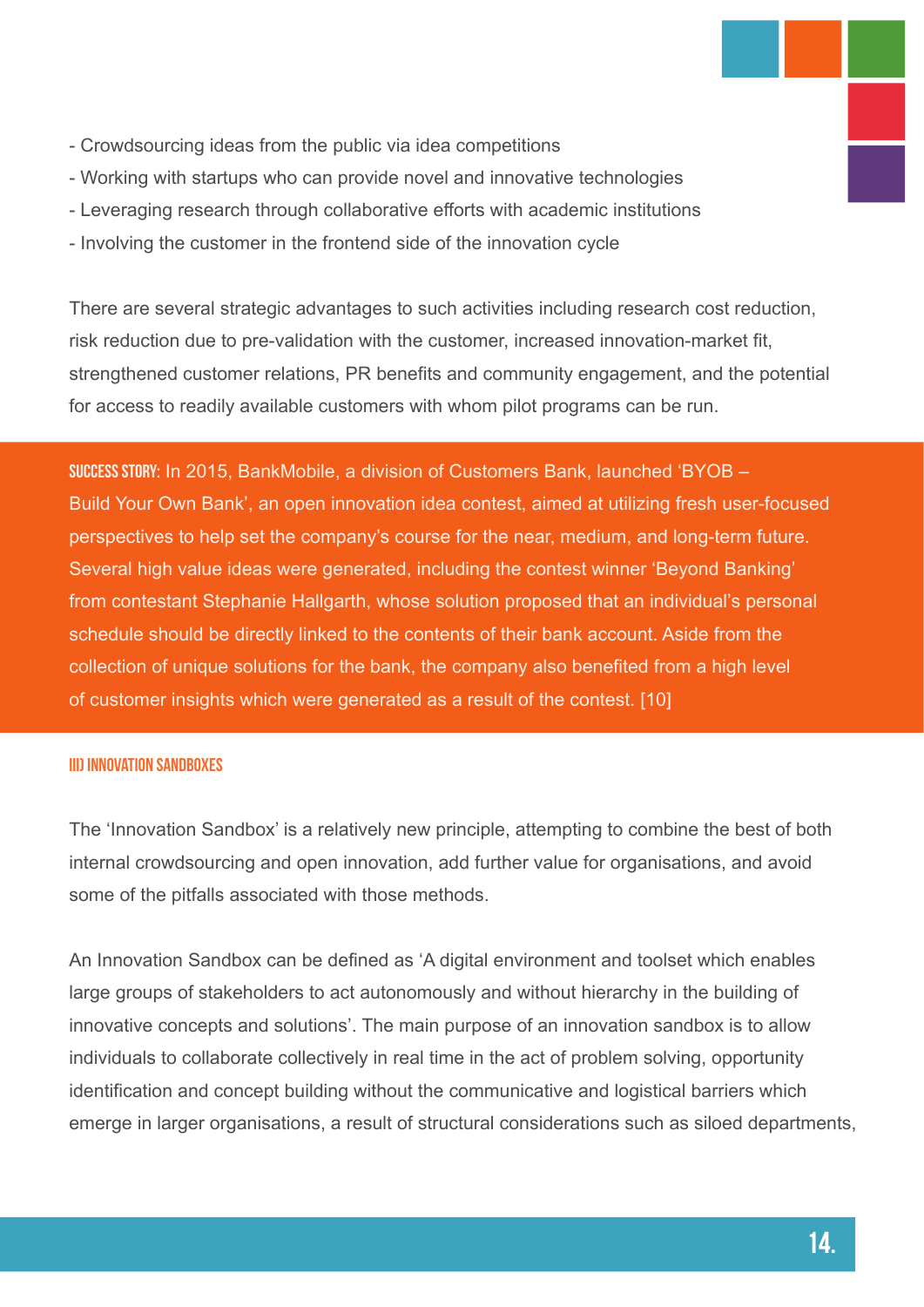- Crowdsourcing ideas from the public via idea competitions
- Working with startups who can provide novel and innovative technologies
- Leveraging research through collaborative efforts with academic institutions
- Involving the customer in the frontend side of the innovation cycle

There are several strategic advantages to such activities including research cost reduction, risk reduction due to pre-validation with the customer, increased innovation-market fit, strengthened customer relations, PR benefits and community engagement, and the potential for access to readily available customers with whom pilot programs can be run.

**SUCCESS STORY:** In 2015, BankMobile, a division of Customers Bank, launched 'BYOB – Build Your Own Bank', an open innovation idea contest, aimed at utilizing fresh user-focused perspectives to help set the company's course for the near, medium, and long-term future. Several high value ideas were generated, including the contest winner 'Beyond Banking' from contestant Stephanie Hallgarth, whose solution proposed that an individual's personal schedule should be directly linked to the contents of their bank account. Aside from the collection of unique solutions for the bank, the company also benefited from a high level of customer insights which were generated as a result of the contest. [10]

### III) INNOVATION SANDBOXES

The 'Innovation Sandbox' is a relatively new principle, attempting to combine the best of both internal crowdsourcing and open innovation, add further value for organisations, and avoid some of the pitfalls associated with those methods.

An Innovation Sandbox can be defined as 'A digital environment and toolset which enables large groups of stakeholders to act autonomously and without hierarchy in the building of innovative concepts and solutions'. The main purpose of an innovation sandbox is to allow individuals to collaborate collectively in real time in the act of problem solving, opportunity identification and concept building without the communicative and logistical barriers which emerge in larger organisations, a result of structural considerations such as siloed departments,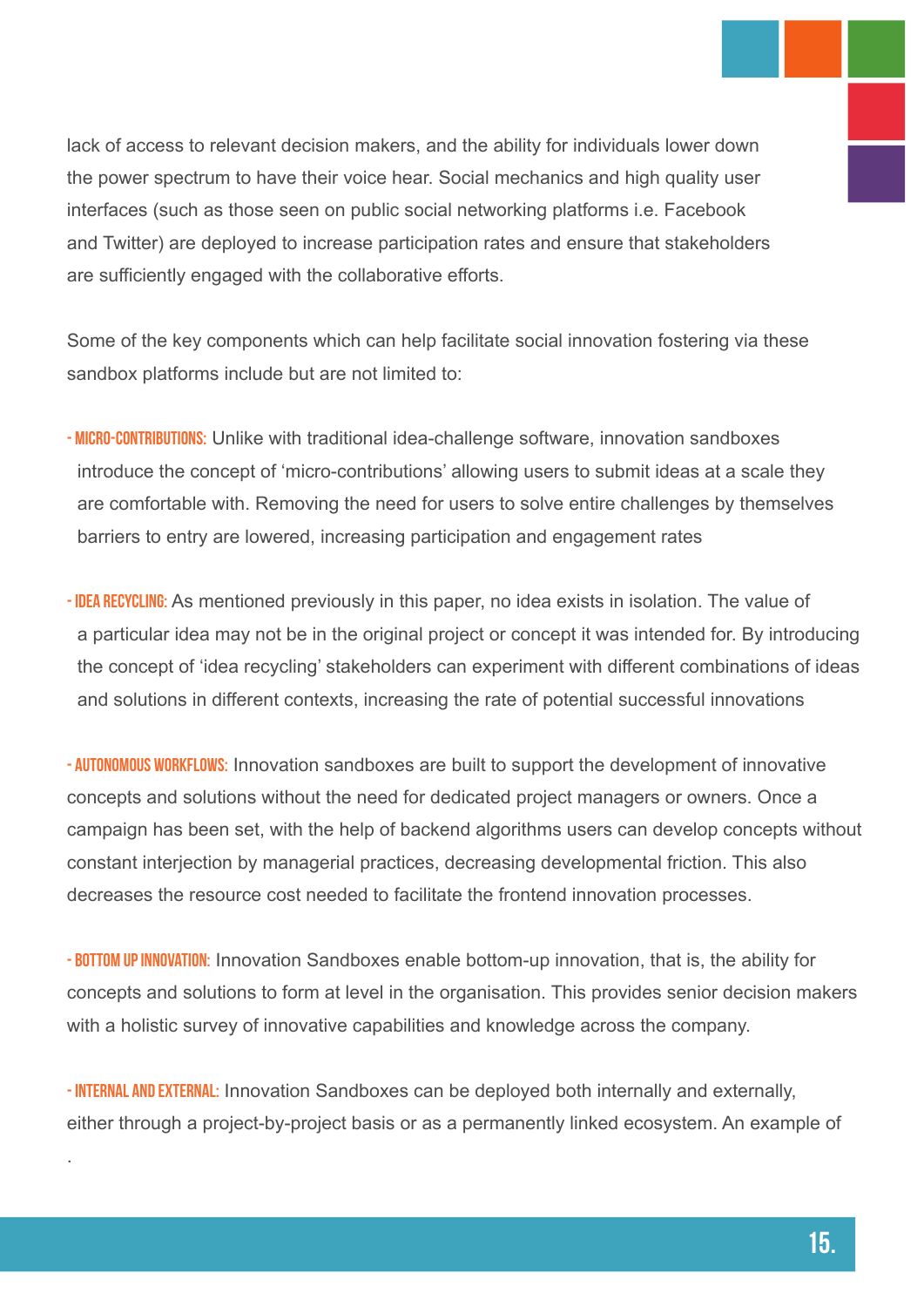lack of access to relevant decision makers, and the ability for individuals lower down the power spectrum to have their voice hear. Social mechanics and high quality user interfaces (such as those seen on public social networking platforms i.e. Facebook and Twitter) are deployed to increase participation rates and ensure that stakeholders are sufficiently engaged with the collaborative efforts.

Some of the key components which can help facilitate social innovation fostering via these sandbox platforms include but are not limited to:

- **MICRO-CONTRIBUTIONS:** Unlike with traditional idea-challenge software, innovation sandboxes introduce the concept of 'micro-contributions' allowing users to submit ideas at a scale they are comfortable with. Removing the need for users to solve entire challenges by themselves barriers to entry are lowered, increasing participation and engagement rates

- **IDEA RECYCLING:** As mentioned previously in this paper, no idea exists in isolation. The value of a particular idea may not be in the original project or concept it was intended for. By introducing the concept of 'idea recycling' stakeholders can experiment with different combinations of ideas and solutions in different contexts, increasing the rate of potential successful innovations

- **AUTONOMOUS WORKFLOWS:** Innovation sandboxes are built to support the development of innovative concepts and solutions without the need for dedicated project managers or owners. Once a campaign has been set, with the help of backend algorithms users can develop concepts without constant interjection by managerial practices, decreasing developmental friction. This also decreases the resource cost needed to facilitate the frontend innovation processes.

- **BOTTOM UP INNOVATION:** Innovation Sandboxes enable bottom-up innovation, that is, the ability for concepts and solutions to form at level in the organisation. This provides senior decision makers with a holistic survey of innovative capabilities and knowledge across the company.

- **INTERNAL AND EXTERNAL:** Innovation Sandboxes can be deployed both internally and externally, either through a project-by-project basis or as a permanently linked ecosystem. An example of

.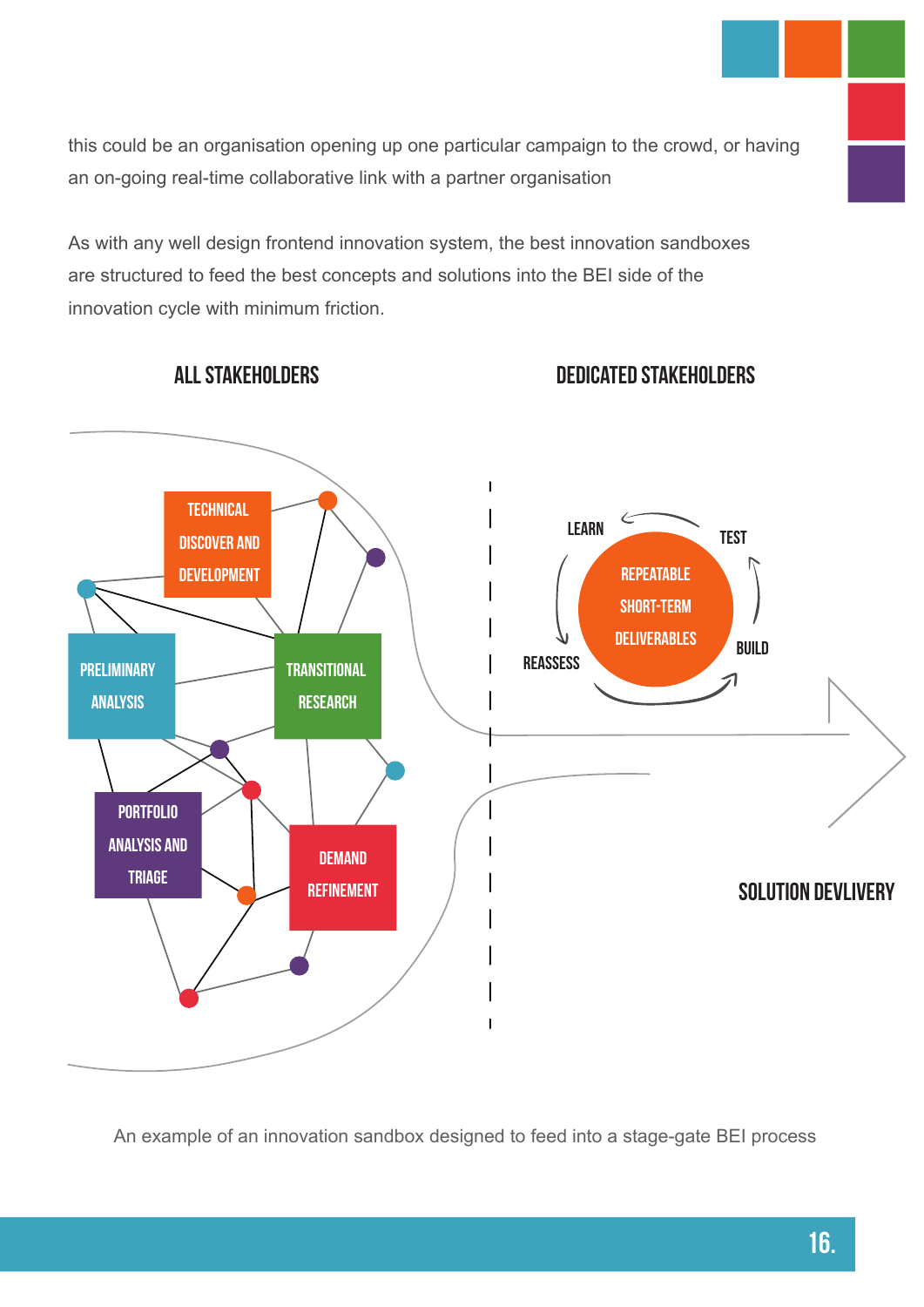this could be an organisation opening up one particular campaign to the crowd, or having an on-going real-time collaborative link with a partner organisation

As with any well design frontend innovation system, the best innovation sandboxes are structured to feed the best concepts and solutions into the BEI side of the innovation cycle with minimum friction.

ALL STAKEHOLDERS

DEDICATED STAKEHOLDERS

TECHNICAL DISCOVER AND DEVELOPMENT

PRELIMINARY ANALYSIS

TRANSITIONAL RESEARCH

PORTFOLIO ANALYSIS AND TRIAGE

DEMAND REFINEMENT

LEARN

TEST

REPEATABLE SHORT-TERM DELIVERABLES

BUILD

REASSESS

SOLUTION DEVLIVERY

An example of an innovation sandbox designed to feed into a stage-gate BEI process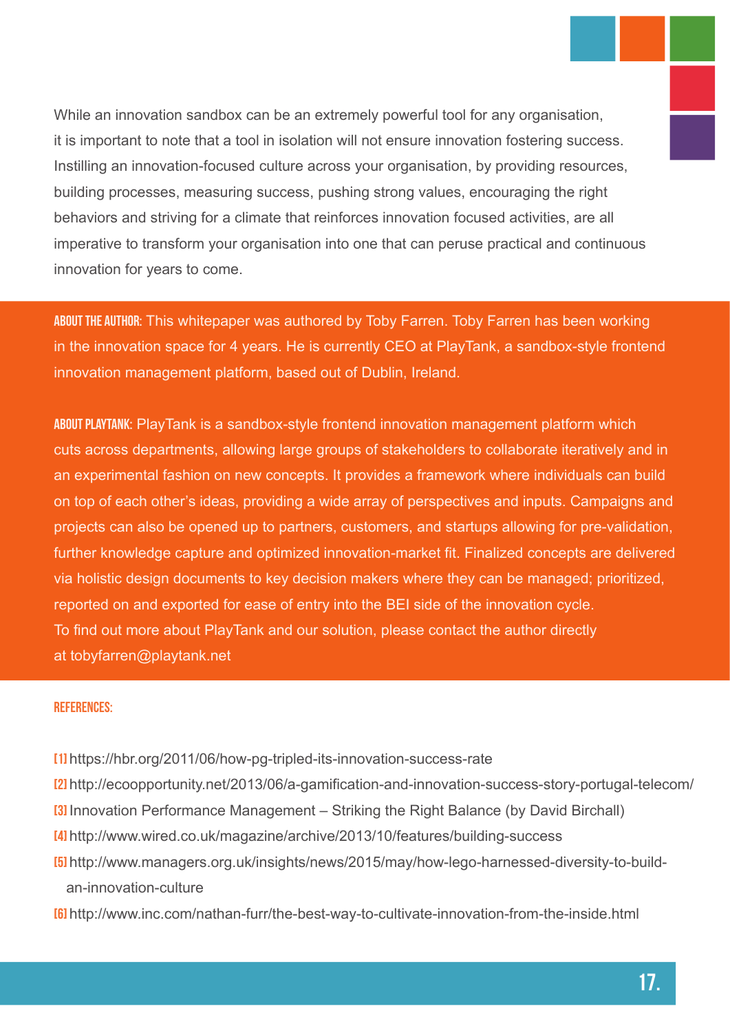While an innovation sandbox can be an extremely powerful tool for any organisation, it is important to note that a tool in isolation will not ensure innovation fostering success. Instilling an innovation-focused culture across your organisation, by providing resources, building processes, measuring success, pushing strong values, encouraging the right behaviors and striving for a climate that reinforces innovation focused activities, are all imperative to transform your organisation into one that can peruse practical and continuous innovation for years to come.

**ABOUT THE AUTHOR:** This whitepaper was authored by Toby Farren. Toby Farren has been working in the innovation space for 4 years. He is currently CEO at PlayTank, a sandbox-style frontend innovation management platform, based out of Dublin, Ireland.

**ABOUT PLAYTANK:** PlayTank is a sandbox-style frontend innovation management platform which cuts across departments, allowing large groups of stakeholders to collaborate iteratively and in an experimental fashion on new concepts. It provides a framework where individuals can build on top of each other's ideas, providing a wide array of perspectives and inputs. Campaigns and projects can also be opened up to partners, customers, and startups allowing for pre-validation, further knowledge capture and optimized innovation-market fit. Finalized concepts are delivered via holistic design documents to key decision makers where they can be managed; prioritized, reported on and exported for ease of entry into the BEI side of the innovation cycle.
To find out more about PlayTank and our solution, please contact the author directly at tobyfarren@playtank.net

**REFERENCES:**

[1] https://hbr.org/2011/06/how-pg-tripled-its-innovation-success-rate
[2] http://ecoopportunity.net/2013/06/a-gamification-and-innovation-success-story-portugal-telecom/
[3] Innovation Performance Management – Striking the Right Balance (by David Birchall)
[4] http://www.wired.co.uk/magazine/archive/2013/10/features/building-success
[5] http://www.managers.org.uk/insights/news/2015/may/how-lego-harnessed-diversity-to-build-an-innovation-culture
[6] http://www.inc.com/nathan-furr/the-best-way-to-cultivate-innovation-from-the-inside.html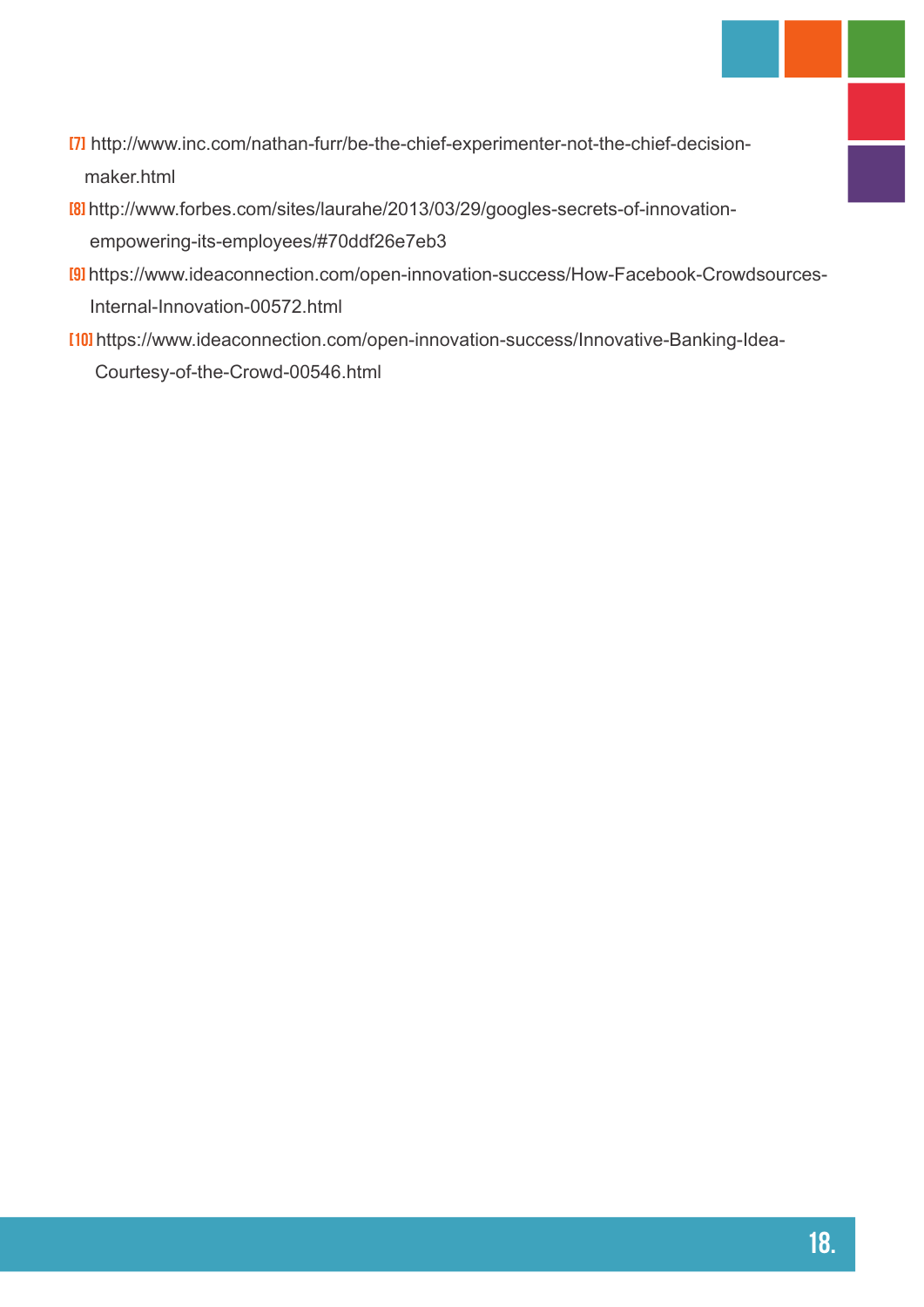[7] http://www.inc.com/nathan-furr/be-the-chief-experimenter-not-the-chief-decision-maker.html

[8] http://www.forbes.com/sites/laurahe/2013/03/29/googles-secrets-of-innovation-empowering-its-employees/#70ddf26e7eb3

[9] https://www.ideaconnection.com/open-innovation-success/How-Facebook-Crowdsources-Internal-Innovation-00572.html

[10] https://www.ideaconnection.com/open-innovation-success/Innovative-Banking-Idea-Courtesy-of-the-Crowd-00546.html